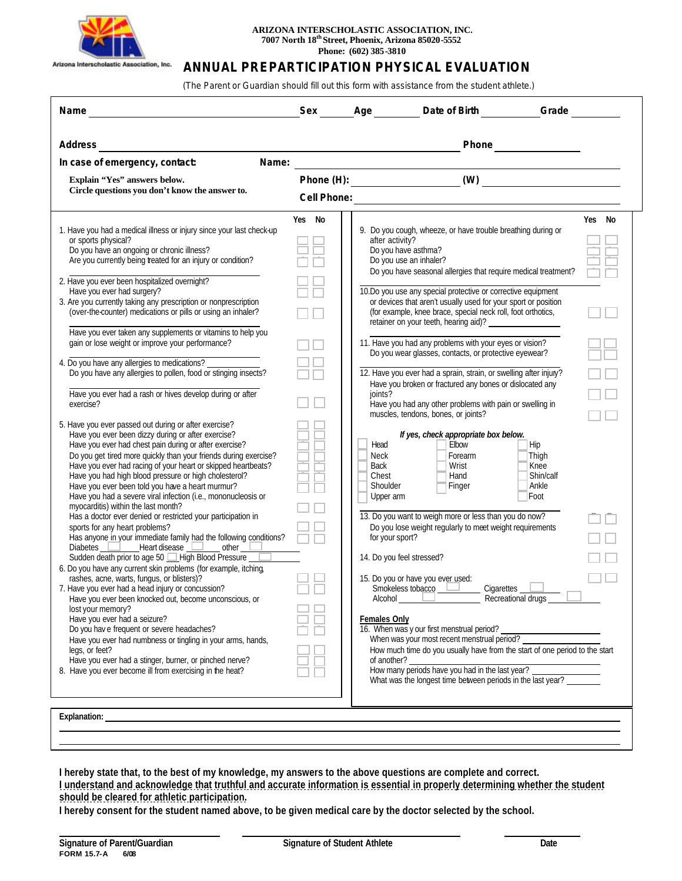**ARIZONA INTERSCHOLASTIC ASSOCIATION, INC.**
**7007 North 18th Street, Phoenix, Arizona 85020-5552**
**Phone: (602) 385-3810**

# ANNUAL PREPARTICIPATION PHYSICAL EVALUATION

(The Parent or Guardian should fill out this form with assistance from the student athlete.)

**Name** ____________________ **Sex** ______ **Age** ______ **Date of Birth** __________ **Grade** ______

**Address** ______________________________ **Phone** ______________

**In case of emergency, contact:** **Name:** ______________________________

**Explain "Yes" answers below.** **Phone (H):** ______________ **(W)** ______________

**Circle questions you don't know the answer to.** **Cell Phone:** ______________________________

| | Yes | No |
|---|---|---|
| 1. Have you had a medical illness or injury since your last check-up or sports physical? | ☐ | ☐ |
| Do you have an ongoing or chronic illness? | ☐ | ☐ |
| Are you currently being treated for an injury or condition? | ☐ | ☐ |
| 2. Have you ever been hospitalized overnight? | ☐ | ☐ |
| Have you ever had surgery? | ☐ | ☐ |
| 3. Are you currently taking any prescription or nonprescription (over-the-counter) medications or pills or using an inhaler? | ☐ | ☐ |
| Have you ever taken any supplements or vitamins to help you gain or lose weight or improve your performance? | ☐ | ☐ |
| 4. Do you have any allergies to medications? ______ | ☐ | ☐ |
| Do you have any allergies to pollen, food or stinging insects? | ☐ | ☐ |
| Have you ever had a rash or hives develop during or after exercise? | ☐ | ☐ |
| 5. Have you ever passed out during or after exercise? | ☐ | ☐ |
| Have you ever been dizzy during or after exercise? | ☐ | ☐ |
| Have you ever had chest pain during or after exercise? | ☐ | ☐ |
| Do you get tired more quickly than your friends during exercise? | ☐ | ☐ |
| Have you ever had racing of your heart or skipped heartbeats? | ☐ | ☐ |
| Have you had high blood pressure or high cholesterol? | ☐ | ☐ |
| Have you ever been told you have a heart murmur? | ☐ | ☐ |
| Have you had a severe viral infection (i.e., mononucleosis or myocarditis) within the last month? | ☐ | ☐ |
| Has a doctor ever denied or restricted your participation in sports for any heart problems? | ☐ | ☐ |
| Has anyone in your immediate family had the following conditions? Diabetes ☐ Heart disease ☐ other ☐ Sudden death prior to age 50 ☐ High Blood Pressure ☐ | ☐ | ☐ |
| 6. Do you have any current skin problems (for example, itching, rashes, acne, warts, fungus, or blisters)? | ☐ | ☐ |
| 7. Have you ever had a head injury or concussion? | ☐ | ☐ |
| Have you ever been knocked out, become unconscious, or lost your memory? | ☐ | ☐ |
| Have you ever had a seizure? | ☐ | ☐ |
| Do you have frequent or severe headaches? | ☐ | ☐ |
| Have you ever had numbness or tingling in your arms, hands, legs, or feet? | ☐ | ☐ |
| Have you ever had a stinger, burner, or pinched nerve? | ☐ | ☐ |
| 8. Have you ever become ill from exercising in the heat? | ☐ | ☐ |

| | Yes | No |
|---|---|---|
| 9. Do you cough, wheeze, or have trouble breathing during or after activity? | ☐ | ☐ |
| Do you have asthma? | ☐ | ☐ |
| Do you use an inhaler? | ☐ | ☐ |
| Do you have seasonal allergies that require medical treatment? | ☐ | ☐ |
| 10. Do you use any special protective or corrective equipment or devices that aren't usually used for your sport or position (for example, knee brace, special neck roll, foot orthotics, retainer on your teeth, hearing aid)? ______ | ☐ | ☐ |
| 11. Have you had any problems with your eyes or vision? | ☐ | ☐ |
| Do you wear glasses, contacts, or protective eyewear? | ☐ | ☐ |
| 12. Have you ever had a sprain, strain, or swelling after injury? | ☐ | ☐ |
| Have you broken or fractured any bones or dislocated any joints? | ☐ | ☐ |
| Have you had any other problems with pain or swelling in muscles, tendons, bones, or joints? | ☐ | ☐ |

***If yes, check appropriate box below.***

| | | |
|---|---|---|
| ☐ Head | ☐ Elbow | ☐ Hip |
| ☐ Neck | ☐ Forearm | ☐ Thigh |
| ☐ Back | ☐ Wrist | ☐ Knee |
| ☐ Chest | ☐ Hand | ☐ Shin/calf |
| ☐ Shoulder | ☐ Finger | ☐ Ankle |
| ☐ Upper arm | | ☐ Foot |

| | Yes | No |
|---|---|---|
| 13. Do you want to weigh more or less than you do now? | ☐ | ☐ |
| Do you lose weight regularly to meet weight requirements for your sport? | ☐ | ☐ |
| 14. Do you feel stressed? | ☐ | ☐ |
| 15. Do you or have you ever used: Smokeless tobacco ☐ Cigarettes ☐ Alcohol ☐ Recreational drugs ☐ | ☐ | ☐ |

**Females Only**

16. When was your first menstrual period? ______________

When was your most recent menstrual period? ______________

How much time do you usually have from the start of one period to the start of another? ______________

How many periods have you had in the last year? ______________

What was the longest time between periods in the last year? ______________

**Explanation:** ______________________________

**I hereby state that, to the best of my knowledge, my answers to the above questions are complete and correct.**
**I understand and acknowledge that truthful and accurate information is essential in properly determining whether the student should be cleared for athletic participation.**
**I hereby consent for the student named above, to be given medical care by the doctor selected by the school.**

______________________ ______________________ ______________

**Signature of Parent/Guardian** **Signature of Student Athlete** **Date**

**FORM 15.7-A 6/08**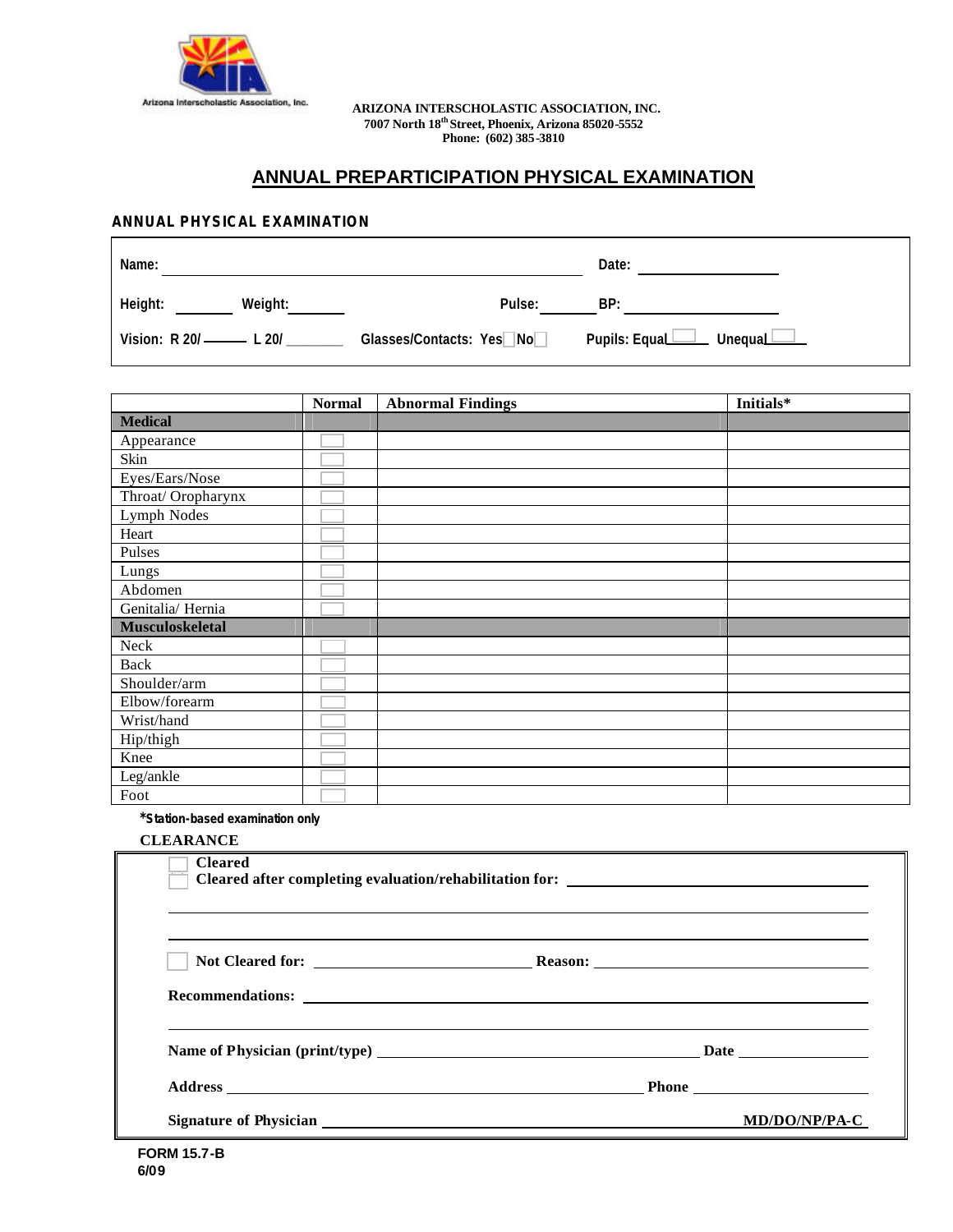Arizona Interscholastic Association, Inc.

**ARIZONA INTERSCHOLASTIC ASSOCIATION, INC.**
**7007 North 18th Street, Phoenix, Arizona 85020-5552**
**Phone: (602) 385-3810**

# ANNUAL PREPARTICIPATION PHYSICAL EXAMINATION

## ANNUAL PHYSICAL EXAMINATION

Name: ______________________________ Date: ______________

Height: ________ Weight: ________ Pulse: ________ BP: ______________

Vision: R 20/ ________ L 20/ ________ Glasses/Contacts: Yes ☐ No ☐ Pupils: Equal ☐ Unequal ☐

| | Normal | Abnormal Findings | Initials* |
|---|---|---|---|
| **Medical** | | | |
| Appearance | ☐ | | |
| Skin | ☐ | | |
| Eyes/Ears/Nose | ☐ | | |
| Throat/ Oropharynx | ☐ | | |
| Lymph Nodes | ☐ | | |
| Heart | ☐ | | |
| Pulses | ☐ | | |
| Lungs | ☐ | | |
| Abdomen | ☐ | | |
| Genitalia/ Hernia | ☐ | | |
| **Musculoskeletal** | | | |
| Neck | ☐ | | |
| Back | ☐ | | |
| Shoulder/arm | ☐ | | |
| Elbow/forearm | ☐ | | |
| Wrist/hand | ☐ | | |
| Hip/thigh | ☐ | | |
| Knee | ☐ | | |
| Leg/ankle | ☐ | | |
| Foot | ☐ | | |

***Station-based examination only**

**CLEARANCE**

☐ **Cleared**

☐ **Cleared after completing evaluation/rehabilitation for:** ______________________________

______________________________________________________________

______________________________________________________________

☐ **Not Cleared for:** ______________________ **Reason:** ______________________

**Recommendations:** ______________________________________________

______________________________________________________________

**Name of Physician (print/type)** ______________________________ **Date** ______________

**Address** ______________________________________ **Phone** ______________

**Signature of Physician** ______________________________________ **MD/DO/NP/PA-C**

**FORM 15.7-B**
**6/09**